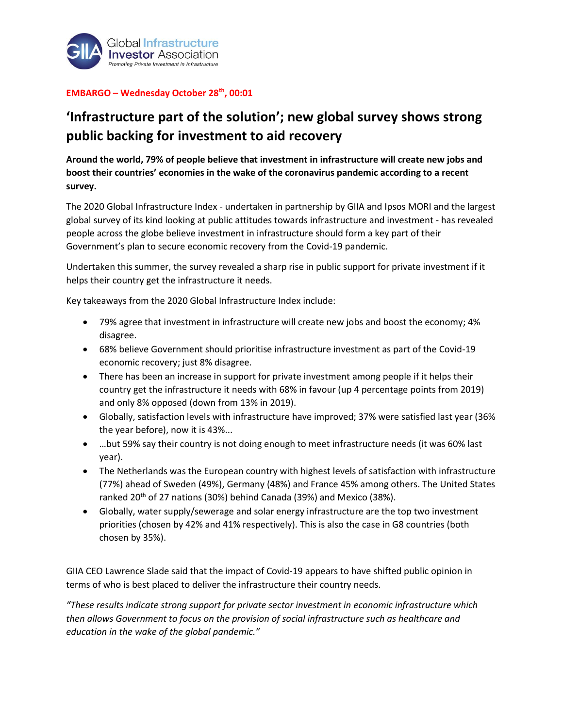Global Infrastructure Investor Association
Promoting Private Investment in Infrastructure

**EMBARGO – Wednesday October 28th, 00:01**

# 'Infrastructure part of the solution'; new global survey shows strong public backing for investment to aid recovery

**Around the world, 79% of people believe that investment in infrastructure will create new jobs and boost their countries' economies in the wake of the coronavirus pandemic according to a recent survey.**

The 2020 Global Infrastructure Index - undertaken in partnership by GIIA and Ipsos MORI and the largest global survey of its kind looking at public attitudes towards infrastructure and investment - has revealed people across the globe believe investment in infrastructure should form a key part of their Government's plan to secure economic recovery from the Covid-19 pandemic.

Undertaken this summer, the survey revealed a sharp rise in public support for private investment if it helps their country get the infrastructure it needs.

Key takeaways from the 2020 Global Infrastructure Index include:

- 79% agree that investment in infrastructure will create new jobs and boost the economy; 4% disagree.
- 68% believe Government should prioritise infrastructure investment as part of the Covid-19 economic recovery; just 8% disagree.
- There has been an increase in support for private investment among people if it helps their country get the infrastructure it needs with 68% in favour (up 4 percentage points from 2019) and only 8% opposed (down from 13% in 2019).
- Globally, satisfaction levels with infrastructure have improved; 37% were satisfied last year (36% the year before), now it is 43%...
- …but 59% say their country is not doing enough to meet infrastructure needs (it was 60% last year).
- The Netherlands was the European country with highest levels of satisfaction with infrastructure (77%) ahead of Sweden (49%), Germany (48%) and France 45% among others. The United States ranked 20th of 27 nations (30%) behind Canada (39%) and Mexico (38%).
- Globally, water supply/sewerage and solar energy infrastructure are the top two investment priorities (chosen by 42% and 41% respectively). This is also the case in G8 countries (both chosen by 35%).

GIIA CEO Lawrence Slade said that the impact of Covid-19 appears to have shifted public opinion in terms of who is best placed to deliver the infrastructure their country needs.

*"These results indicate strong support for private sector investment in economic infrastructure which then allows Government to focus on the provision of social infrastructure such as healthcare and education in the wake of the global pandemic."*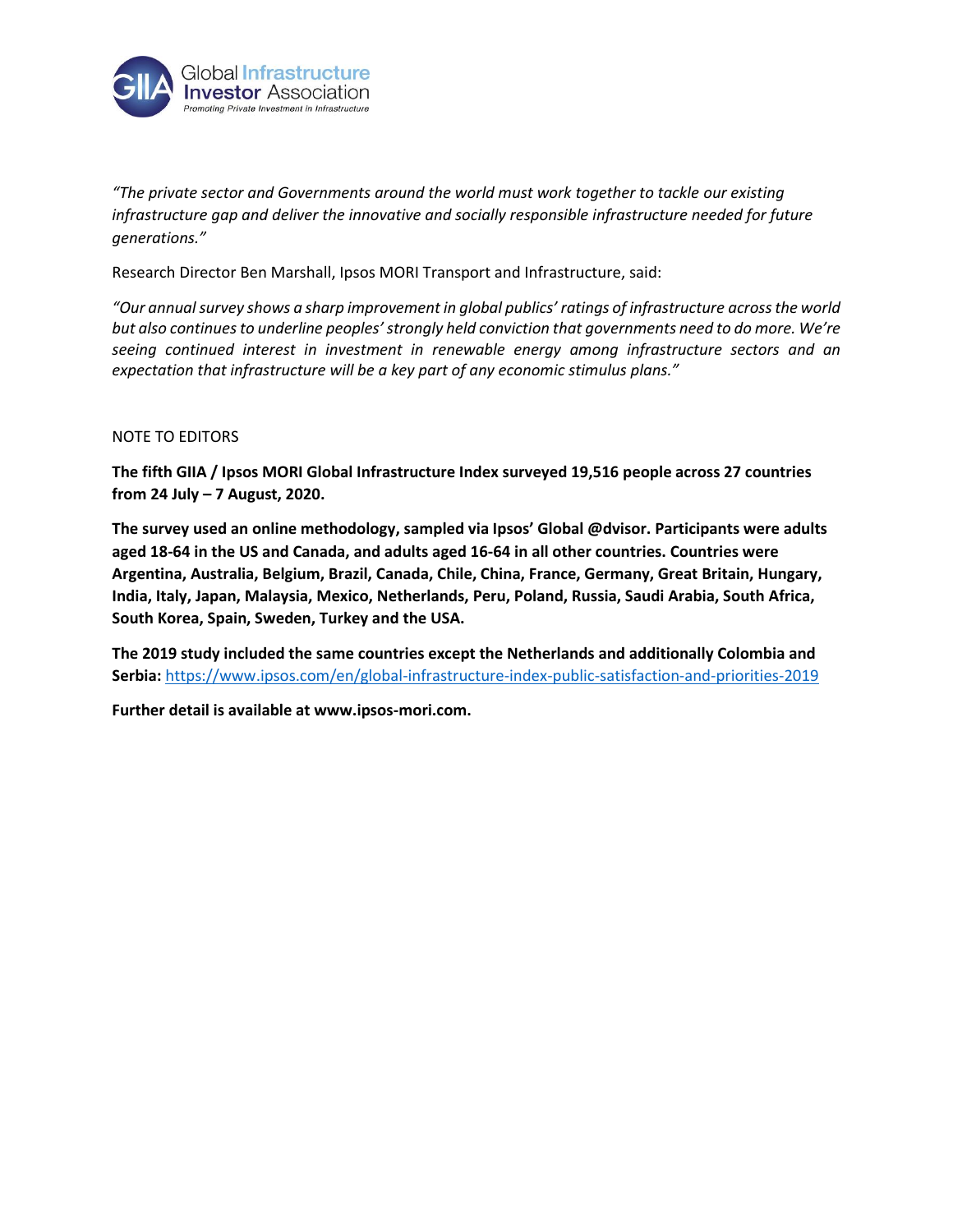*"The private sector and Governments around the world must work together to tackle our existing infrastructure gap and deliver the innovative and socially responsible infrastructure needed for future generations."*

Research Director Ben Marshall, Ipsos MORI Transport and Infrastructure, said:

*"Our annual survey shows a sharp improvement in global publics' ratings of infrastructure across the world but also continues to underline peoples' strongly held conviction that governments need to do more. We're seeing continued interest in investment in renewable energy among infrastructure sectors and an expectation that infrastructure will be a key part of any economic stimulus plans."*

NOTE TO EDITORS

**The fifth GIIA / Ipsos MORI Global Infrastructure Index surveyed 19,516 people across 27 countries from 24 July – 7 August, 2020.**

**The survey used an online methodology, sampled via Ipsos' Global @dvisor. Participants were adults aged 18-64 in the US and Canada, and adults aged 16-64 in all other countries. Countries were Argentina, Australia, Belgium, Brazil, Canada, Chile, China, France, Germany, Great Britain, Hungary, India, Italy, Japan, Malaysia, Mexico, Netherlands, Peru, Poland, Russia, Saudi Arabia, South Africa, South Korea, Spain, Sweden, Turkey and the USA.**

**The 2019 study included the same countries except the Netherlands and additionally Colombia and Serbia:** https://www.ipsos.com/en/global-infrastructure-index-public-satisfaction-and-priorities-2019

**Further detail is available at www.ipsos-mori.com.**